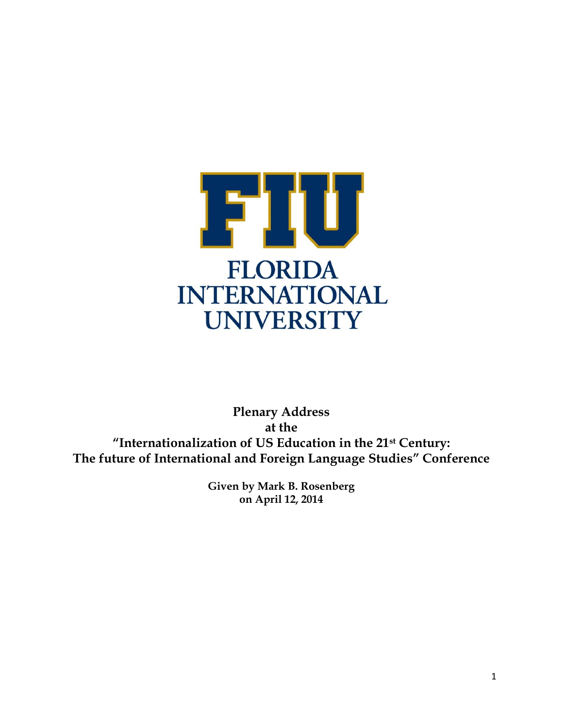FIU

FLORIDA INTERNATIONAL UNIVERSITY

**Plenary Address**
**at the**
**"Internationalization of US Education in the 21st Century:**
**The future of International and Foreign Language Studies" Conference**

**Given by Mark B. Rosenberg**
**on April 12, 2014**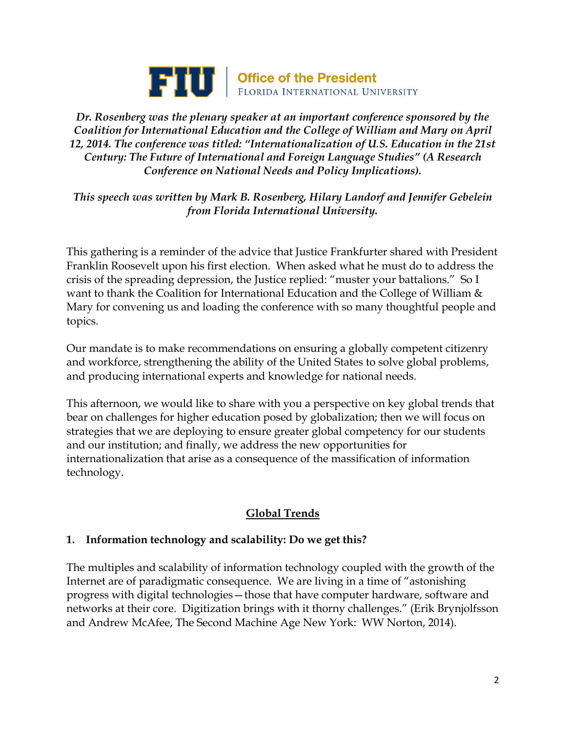*Dr. Rosenberg was the plenary speaker at an important conference sponsored by the Coalition for International Education and the College of William and Mary on April 12, 2014. The conference was titled: "Internationalization of U.S. Education in the 21st Century: The Future of International and Foreign Language Studies" (A Research Conference on National Needs and Policy Implications).*

*This speech was written by Mark B. Rosenberg, Hilary Landorf and Jennifer Gebelein from Florida International University.*

This gathering is a reminder of the advice that Justice Frankfurter shared with President Franklin Roosevelt upon his first election. When asked what he must do to address the crisis of the spreading depression, the Justice replied: "muster your battalions." So I want to thank the Coalition for International Education and the College of William & Mary for convening us and loading the conference with so many thoughtful people and topics.

Our mandate is to make recommendations on ensuring a globally competent citizenry and workforce, strengthening the ability of the United States to solve global problems, and producing international experts and knowledge for national needs.

This afternoon, we would like to share with you a perspective on key global trends that bear on challenges for higher education posed by globalization; then we will focus on strategies that we are deploying to ensure greater global competency for our students and our institution; and finally, we address the new opportunities for internationalization that arise as a consequence of the massification of information technology.

## Global Trends

### 1. Information technology and scalability: Do we get this?

The multiples and scalability of information technology coupled with the growth of the Internet are of paradigmatic consequence. We are living in a time of "astonishing progress with digital technologies—those that have computer hardware, software and networks at their core. Digitization brings with it thorny challenges." (Erik Brynjolfsson and Andrew McAfee, The Second Machine Age New York: WW Norton, 2014).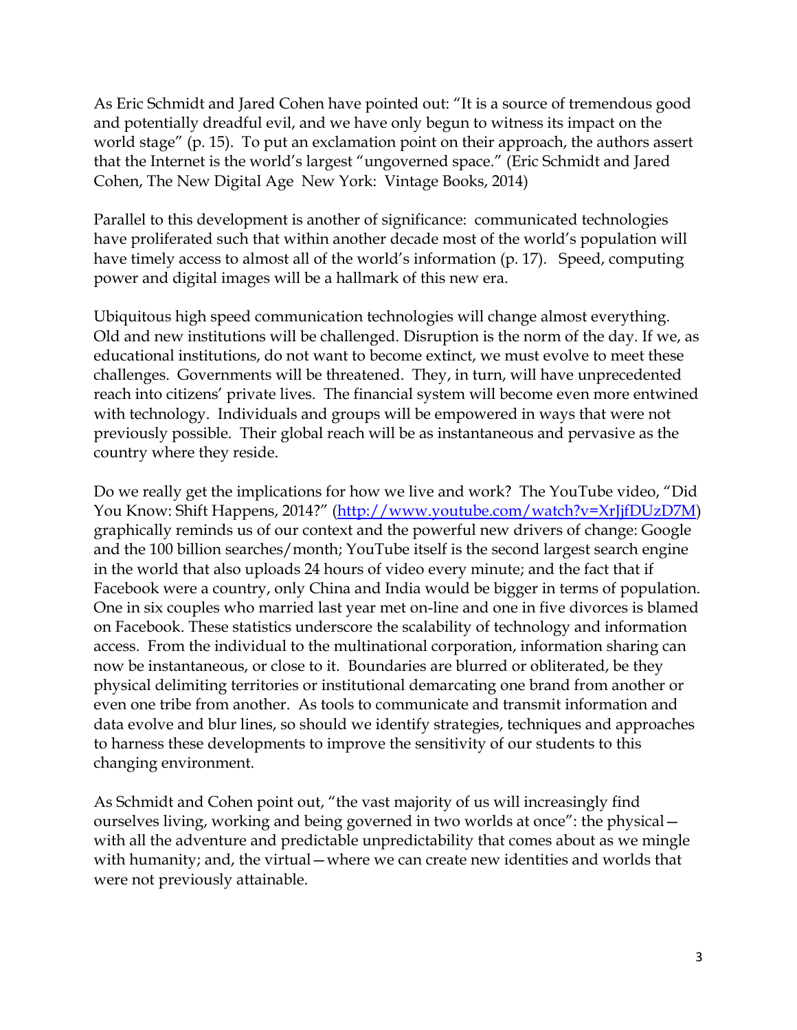As Eric Schmidt and Jared Cohen have pointed out: "It is a source of tremendous good and potentially dreadful evil, and we have only begun to witness its impact on the world stage" (p. 15). To put an exclamation point on their approach, the authors assert that the Internet is the world's largest "ungoverned space." (Eric Schmidt and Jared Cohen, The New Digital Age New York: Vintage Books, 2014)

Parallel to this development is another of significance: communicated technologies have proliferated such that within another decade most of the world's population will have timely access to almost all of the world's information (p. 17). Speed, computing power and digital images will be a hallmark of this new era.

Ubiquitous high speed communication technologies will change almost everything. Old and new institutions will be challenged. Disruption is the norm of the day. If we, as educational institutions, do not want to become extinct, we must evolve to meet these challenges. Governments will be threatened. They, in turn, will have unprecedented reach into citizens' private lives. The financial system will become even more entwined with technology. Individuals and groups will be empowered in ways that were not previously possible. Their global reach will be as instantaneous and pervasive as the country where they reside.

Do we really get the implications for how we live and work? The YouTube video, "Did You Know: Shift Happens, 2014?" (http://www.youtube.com/watch?v=XrJjfDUzD7M) graphically reminds us of our context and the powerful new drivers of change: Google and the 100 billion searches/month; YouTube itself is the second largest search engine in the world that also uploads 24 hours of video every minute; and the fact that if Facebook were a country, only China and India would be bigger in terms of population. One in six couples who married last year met on-line and one in five divorces is blamed on Facebook. These statistics underscore the scalability of technology and information access. From the individual to the multinational corporation, information sharing can now be instantaneous, or close to it. Boundaries are blurred or obliterated, be they physical delimiting territories or institutional demarcating one brand from another or even one tribe from another. As tools to communicate and transmit information and data evolve and blur lines, so should we identify strategies, techniques and approaches to harness these developments to improve the sensitivity of our students to this changing environment.

As Schmidt and Cohen point out, "the vast majority of us will increasingly find ourselves living, working and being governed in two worlds at once": the physical—with all the adventure and predictable unpredictability that comes about as we mingle with humanity; and, the virtual—where we can create new identities and worlds that were not previously attainable.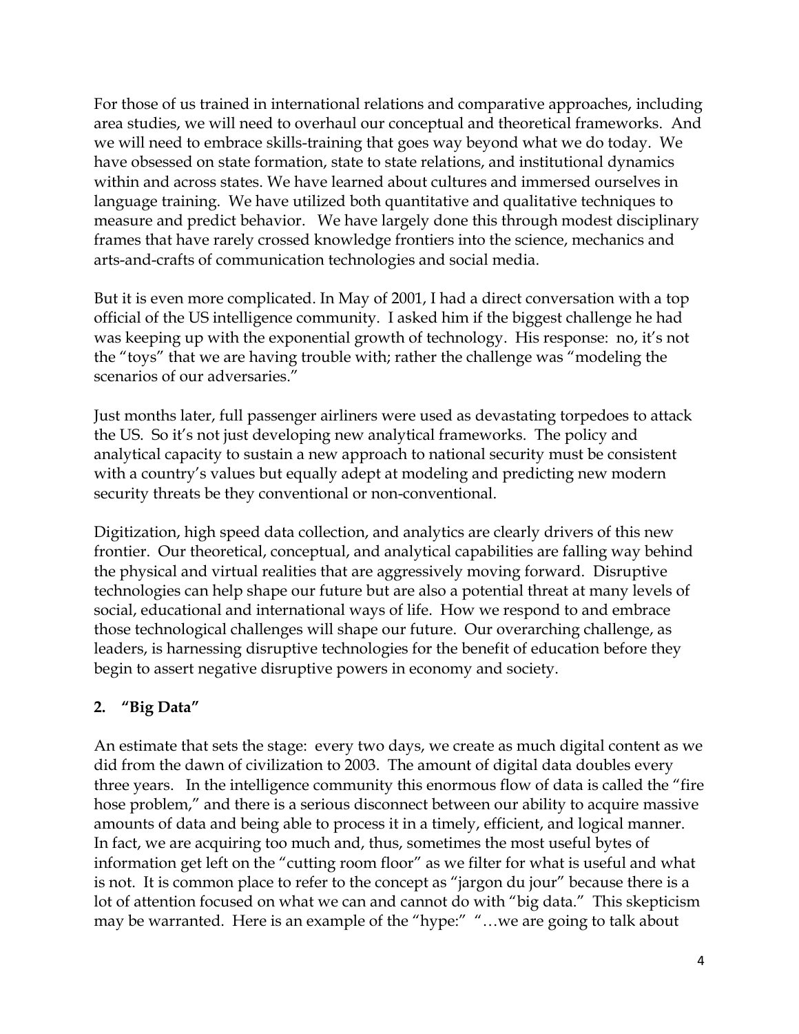For those of us trained in international relations and comparative approaches, including area studies, we will need to overhaul our conceptual and theoretical frameworks. And we will need to embrace skills-training that goes way beyond what we do today. We have obsessed on state formation, state to state relations, and institutional dynamics within and across states. We have learned about cultures and immersed ourselves in language training. We have utilized both quantitative and qualitative techniques to measure and predict behavior. We have largely done this through modest disciplinary frames that have rarely crossed knowledge frontiers into the science, mechanics and arts-and-crafts of communication technologies and social media.

But it is even more complicated. In May of 2001, I had a direct conversation with a top official of the US intelligence community. I asked him if the biggest challenge he had was keeping up with the exponential growth of technology. His response: no, it's not the "toys" that we are having trouble with; rather the challenge was "modeling the scenarios of our adversaries."

Just months later, full passenger airliners were used as devastating torpedoes to attack the US. So it's not just developing new analytical frameworks. The policy and analytical capacity to sustain a new approach to national security must be consistent with a country's values but equally adept at modeling and predicting new modern security threats be they conventional or non-conventional.

Digitization, high speed data collection, and analytics are clearly drivers of this new frontier. Our theoretical, conceptual, and analytical capabilities are falling way behind the physical and virtual realities that are aggressively moving forward. Disruptive technologies can help shape our future but are also a potential threat at many levels of social, educational and international ways of life. How we respond to and embrace those technological challenges will shape our future. Our overarching challenge, as leaders, is harnessing disruptive technologies for the benefit of education before they begin to assert negative disruptive powers in economy and society.

## 2. "Big Data"

An estimate that sets the stage: every two days, we create as much digital content as we did from the dawn of civilization to 2003. The amount of digital data doubles every three years. In the intelligence community this enormous flow of data is called the "fire hose problem," and there is a serious disconnect between our ability to acquire massive amounts of data and being able to process it in a timely, efficient, and logical manner. In fact, we are acquiring too much and, thus, sometimes the most useful bytes of information get left on the "cutting room floor" as we filter for what is useful and what is not. It is common place to refer to the concept as "jargon du jour" because there is a lot of attention focused on what we can and cannot do with "big data." This skepticism may be warranted. Here is an example of the "hype:" "…we are going to talk about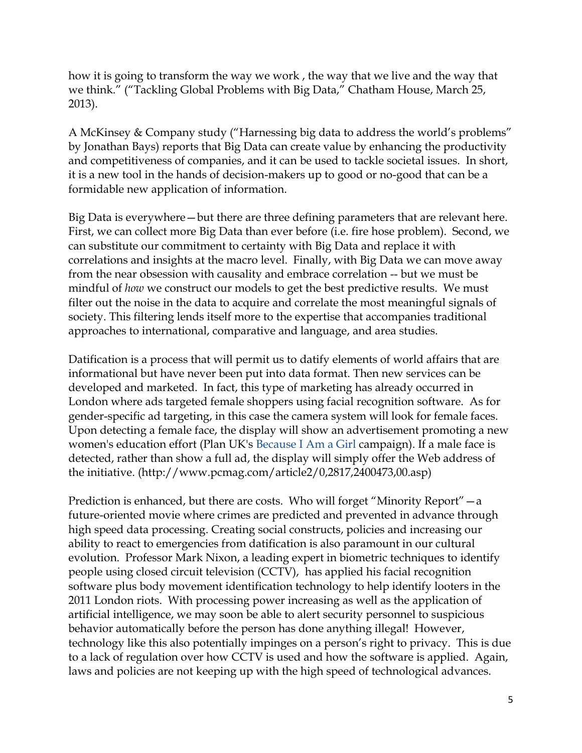how it is going to transform the way we work , the way that we live and the way that we think." ("Tackling Global Problems with Big Data," Chatham House, March 25, 2013).

A McKinsey & Company study ("Harnessing big data to address the world's problems" by Jonathan Bays) reports that Big Data can create value by enhancing the productivity and competitiveness of companies, and it can be used to tackle societal issues. In short, it is a new tool in the hands of decision-makers up to good or no-good that can be a formidable new application of information.

Big Data is everywhere—but there are three defining parameters that are relevant here. First, we can collect more Big Data than ever before (i.e. fire hose problem). Second, we can substitute our commitment to certainty with Big Data and replace it with correlations and insights at the macro level. Finally, with Big Data we can move away from the near obsession with causality and embrace correlation -- but we must be mindful of *how* we construct our models to get the best predictive results. We must filter out the noise in the data to acquire and correlate the most meaningful signals of society. This filtering lends itself more to the expertise that accompanies traditional approaches to international, comparative and language, and area studies.

Datification is a process that will permit us to datify elements of world affairs that are informational but have never been put into data format. Then new services can be developed and marketed. In fact, this type of marketing has already occurred in London where ads targeted female shoppers using facial recognition software. As for gender-specific ad targeting, in this case the camera system will look for female faces. Upon detecting a female face, the display will show an advertisement promoting a new women's education effort (Plan UK's Because I Am a Girl campaign). If a male face is detected, rather than show a full ad, the display will simply offer the Web address of the initiative. (http://www.pcmag.com/article2/0,2817,2400473,00.asp)

Prediction is enhanced, but there are costs. Who will forget "Minority Report"—a future-oriented movie where crimes are predicted and prevented in advance through high speed data processing. Creating social constructs, policies and increasing our ability to react to emergencies from datification is also paramount in our cultural evolution. Professor Mark Nixon, a leading expert in biometric techniques to identify people using closed circuit television (CCTV), has applied his facial recognition software plus body movement identification technology to help identify looters in the 2011 London riots. With processing power increasing as well as the application of artificial intelligence, we may soon be able to alert security personnel to suspicious behavior automatically before the person has done anything illegal! However, technology like this also potentially impinges on a person's right to privacy. This is due to a lack of regulation over how CCTV is used and how the software is applied. Again, laws and policies are not keeping up with the high speed of technological advances.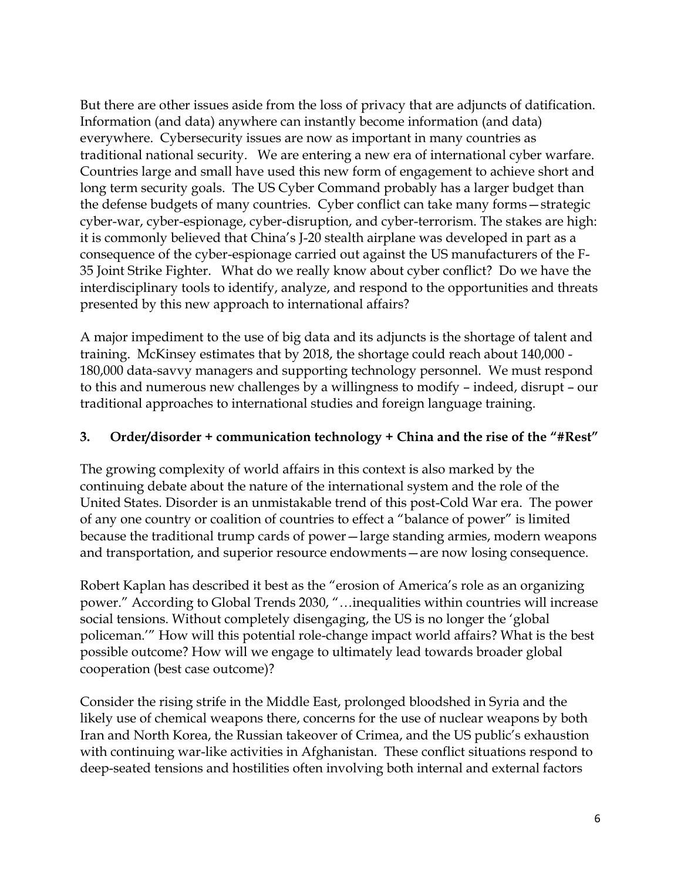But there are other issues aside from the loss of privacy that are adjuncts of datification. Information (and data) anywhere can instantly become information (and data) everywhere. Cybersecurity issues are now as important in many countries as traditional national security. We are entering a new era of international cyber warfare. Countries large and small have used this new form of engagement to achieve short and long term security goals. The US Cyber Command probably has a larger budget than the defense budgets of many countries. Cyber conflict can take many forms—strategic cyber-war, cyber-espionage, cyber-disruption, and cyber-terrorism. The stakes are high: it is commonly believed that China's J-20 stealth airplane was developed in part as a consequence of the cyber-espionage carried out against the US manufacturers of the F-35 Joint Strike Fighter. What do we really know about cyber conflict? Do we have the interdisciplinary tools to identify, analyze, and respond to the opportunities and threats presented by this new approach to international affairs?

A major impediment to the use of big data and its adjuncts is the shortage of talent and training. McKinsey estimates that by 2018, the shortage could reach about 140,000 - 180,000 data-savvy managers and supporting technology personnel. We must respond to this and numerous new challenges by a willingness to modify – indeed, disrupt – our traditional approaches to international studies and foreign language training.

**3. Order/disorder + communication technology + China and the rise of the "#Rest"**

The growing complexity of world affairs in this context is also marked by the continuing debate about the nature of the international system and the role of the United States. Disorder is an unmistakable trend of this post-Cold War era. The power of any one country or coalition of countries to effect a "balance of power" is limited because the traditional trump cards of power—large standing armies, modern weapons and transportation, and superior resource endowments—are now losing consequence.

Robert Kaplan has described it best as the "erosion of America's role as an organizing power." According to Global Trends 2030, "…inequalities within countries will increase social tensions. Without completely disengaging, the US is no longer the 'global policeman.'" How will this potential role-change impact world affairs? What is the best possible outcome? How will we engage to ultimately lead towards broader global cooperation (best case outcome)?

Consider the rising strife in the Middle East, prolonged bloodshed in Syria and the likely use of chemical weapons there, concerns for the use of nuclear weapons by both Iran and North Korea, the Russian takeover of Crimea, and the US public's exhaustion with continuing war-like activities in Afghanistan. These conflict situations respond to deep-seated tensions and hostilities often involving both internal and external factors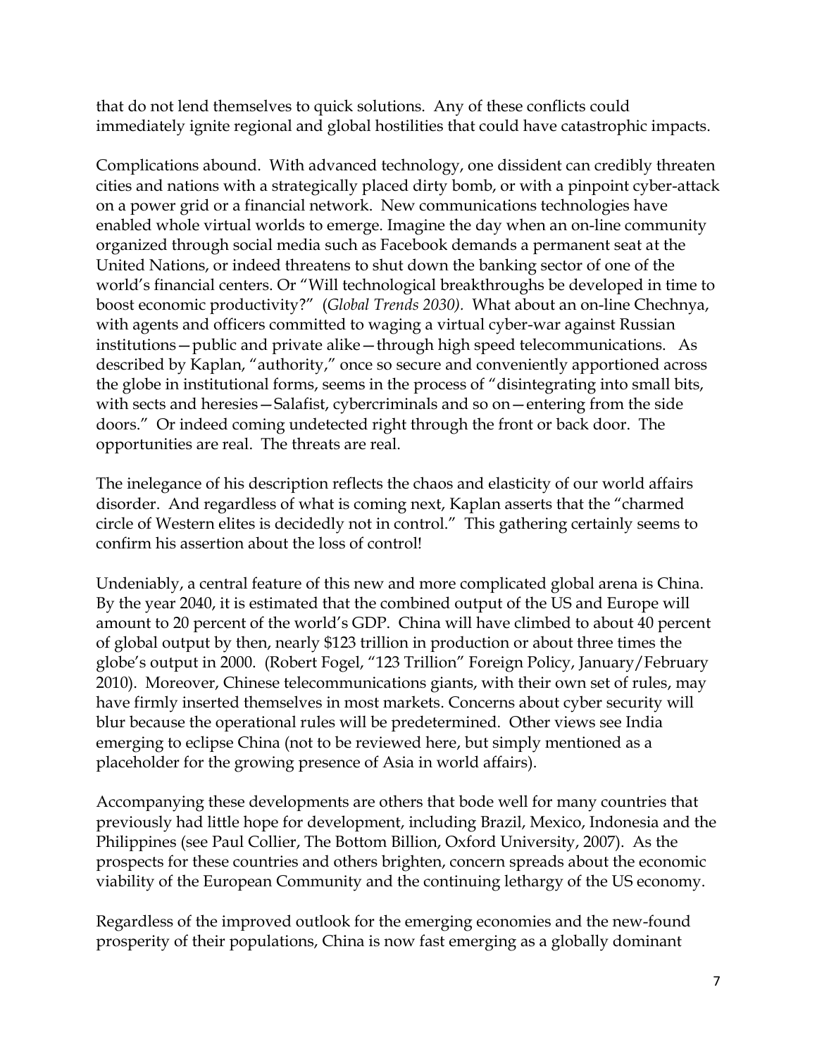that do not lend themselves to quick solutions. Any of these conflicts could immediately ignite regional and global hostilities that could have catastrophic impacts.

Complications abound. With advanced technology, one dissident can credibly threaten cities and nations with a strategically placed dirty bomb, or with a pinpoint cyber-attack on a power grid or a financial network. New communications technologies have enabled whole virtual worlds to emerge. Imagine the day when an on-line community organized through social media such as Facebook demands a permanent seat at the United Nations, or indeed threatens to shut down the banking sector of one of the world's financial centers. Or "Will technological breakthroughs be developed in time to boost economic productivity?" (*Global Trends 2030).* What about an on-line Chechnya, with agents and officers committed to waging a virtual cyber-war against Russian institutions—public and private alike—through high speed telecommunications. As described by Kaplan, "authority," once so secure and conveniently apportioned across the globe in institutional forms, seems in the process of "disintegrating into small bits, with sects and heresies—Salafist, cybercriminals and so on—entering from the side doors." Or indeed coming undetected right through the front or back door. The opportunities are real. The threats are real.

The inelegance of his description reflects the chaos and elasticity of our world affairs disorder. And regardless of what is coming next, Kaplan asserts that the "charmed circle of Western elites is decidedly not in control." This gathering certainly seems to confirm his assertion about the loss of control!

Undeniably, a central feature of this new and more complicated global arena is China. By the year 2040, it is estimated that the combined output of the US and Europe will amount to 20 percent of the world's GDP. China will have climbed to about 40 percent of global output by then, nearly $123 trillion in production or about three times the globe's output in 2000. (Robert Fogel, "123 Trillion" Foreign Policy, January/February 2010). Moreover, Chinese telecommunications giants, with their own set of rules, may have firmly inserted themselves in most markets. Concerns about cyber security will blur because the operational rules will be predetermined. Other views see India emerging to eclipse China (not to be reviewed here, but simply mentioned as a placeholder for the growing presence of Asia in world affairs).

Accompanying these developments are others that bode well for many countries that previously had little hope for development, including Brazil, Mexico, Indonesia and the Philippines (see Paul Collier, The Bottom Billion, Oxford University, 2007). As the prospects for these countries and others brighten, concern spreads about the economic viability of the European Community and the continuing lethargy of the US economy.

Regardless of the improved outlook for the emerging economies and the new-found prosperity of their populations, China is now fast emerging as a globally dominant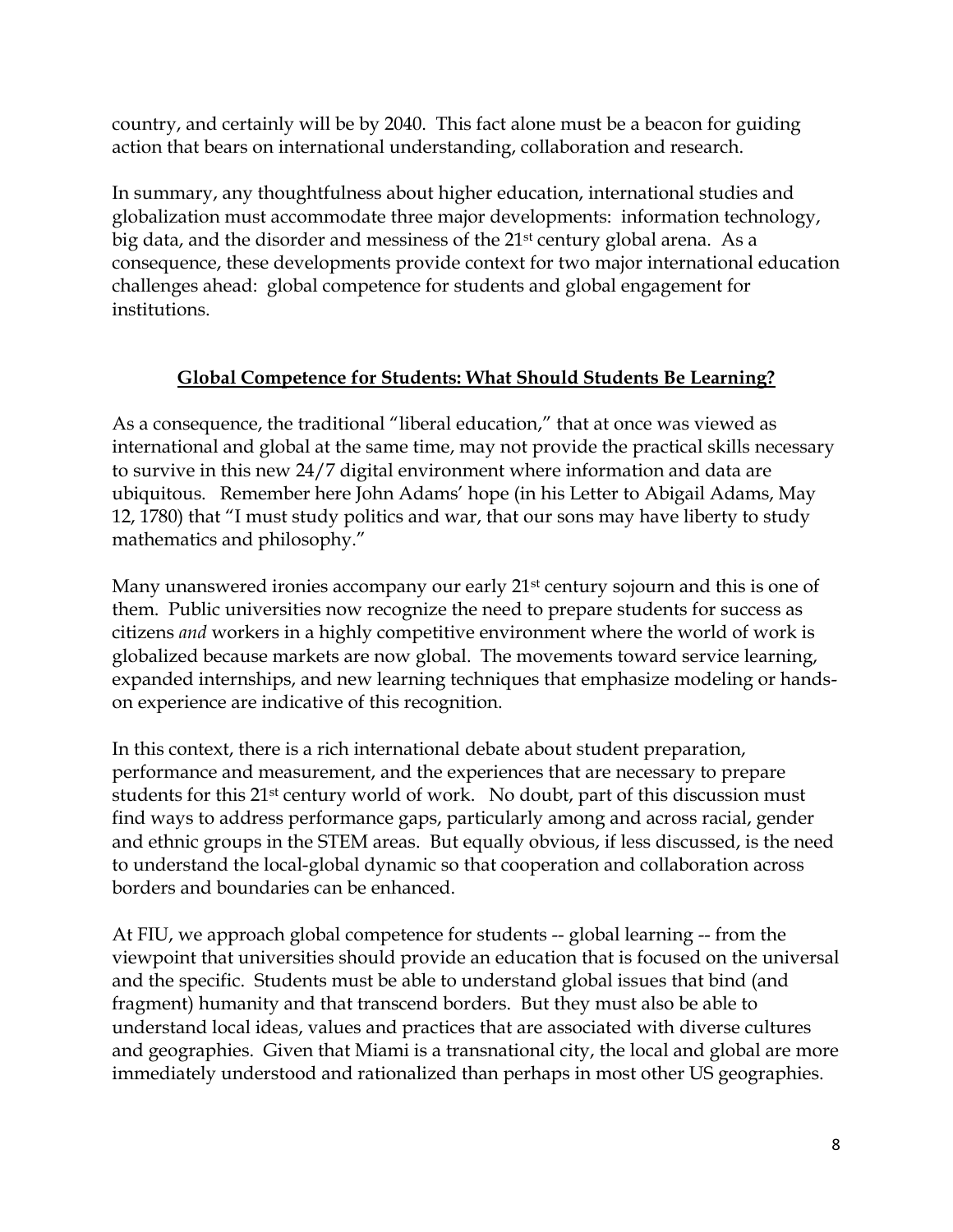country, and certainly will be by 2040. This fact alone must be a beacon for guiding action that bears on international understanding, collaboration and research.

In summary, any thoughtfulness about higher education, international studies and globalization must accommodate three major developments: information technology, big data, and the disorder and messiness of the 21st century global arena. As a consequence, these developments provide context for two major international education challenges ahead: global competence for students and global engagement for institutions.

## **Global Competence for Students: What Should Students Be Learning?**

As a consequence, the traditional "liberal education," that at once was viewed as international and global at the same time, may not provide the practical skills necessary to survive in this new 24/7 digital environment where information and data are ubiquitous. Remember here John Adams' hope (in his Letter to Abigail Adams, May 12, 1780) that "I must study politics and war, that our sons may have liberty to study mathematics and philosophy."

Many unanswered ironies accompany our early 21st century sojourn and this is one of them. Public universities now recognize the need to prepare students for success as citizens *and* workers in a highly competitive environment where the world of work is globalized because markets are now global. The movements toward service learning, expanded internships, and new learning techniques that emphasize modeling or hands-on experience are indicative of this recognition.

In this context, there is a rich international debate about student preparation, performance and measurement, and the experiences that are necessary to prepare students for this 21st century world of work. No doubt, part of this discussion must find ways to address performance gaps, particularly among and across racial, gender and ethnic groups in the STEM areas. But equally obvious, if less discussed, is the need to understand the local-global dynamic so that cooperation and collaboration across borders and boundaries can be enhanced.

At FIU, we approach global competence for students -- global learning -- from the viewpoint that universities should provide an education that is focused on the universal and the specific. Students must be able to understand global issues that bind (and fragment) humanity and that transcend borders. But they must also be able to understand local ideas, values and practices that are associated with diverse cultures and geographies. Given that Miami is a transnational city, the local and global are more immediately understood and rationalized than perhaps in most other US geographies.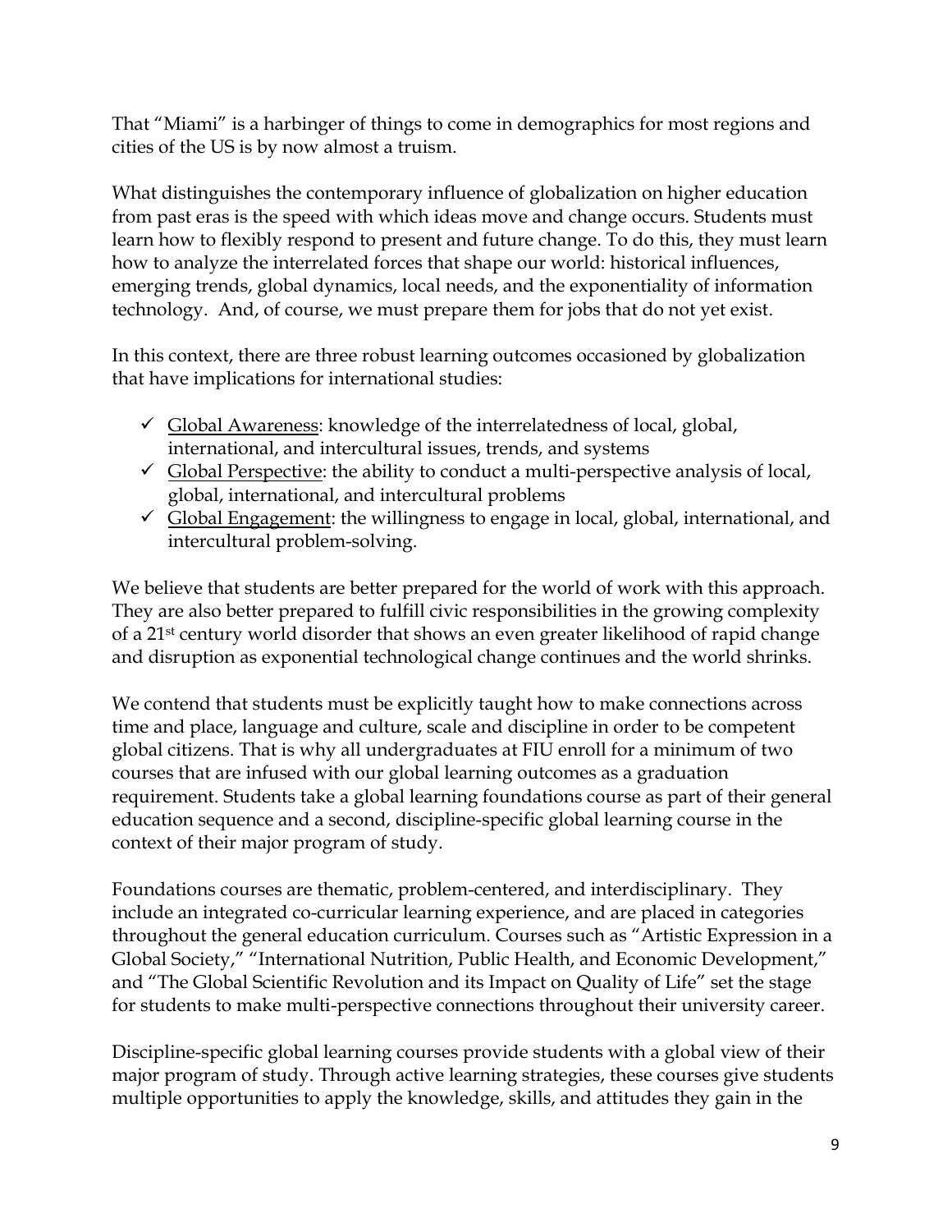That "Miami" is a harbinger of things to come in demographics for most regions and cities of the US is by now almost a truism.

What distinguishes the contemporary influence of globalization on higher education from past eras is the speed with which ideas move and change occurs. Students must learn how to flexibly respond to present and future change. To do this, they must learn how to analyze the interrelated forces that shape our world: historical influences, emerging trends, global dynamics, local needs, and the exponentiality of information technology. And, of course, we must prepare them for jobs that do not yet exist.

In this context, there are three robust learning outcomes occasioned by globalization that have implications for international studies:

- ✓ Global Awareness: knowledge of the interrelatedness of local, global, international, and intercultural issues, trends, and systems
- ✓ Global Perspective: the ability to conduct a multi-perspective analysis of local, global, international, and intercultural problems
- ✓ Global Engagement: the willingness to engage in local, global, international, and intercultural problem-solving.

We believe that students are better prepared for the world of work with this approach. They are also better prepared to fulfill civic responsibilities in the growing complexity of a 21st century world disorder that shows an even greater likelihood of rapid change and disruption as exponential technological change continues and the world shrinks.

We contend that students must be explicitly taught how to make connections across time and place, language and culture, scale and discipline in order to be competent global citizens. That is why all undergraduates at FIU enroll for a minimum of two courses that are infused with our global learning outcomes as a graduation requirement. Students take a global learning foundations course as part of their general education sequence and a second, discipline-specific global learning course in the context of their major program of study.

Foundations courses are thematic, problem-centered, and interdisciplinary. They include an integrated co-curricular learning experience, and are placed in categories throughout the general education curriculum. Courses such as "Artistic Expression in a Global Society," "International Nutrition, Public Health, and Economic Development," and "The Global Scientific Revolution and its Impact on Quality of Life" set the stage for students to make multi-perspective connections throughout their university career.

Discipline-specific global learning courses provide students with a global view of their major program of study. Through active learning strategies, these courses give students multiple opportunities to apply the knowledge, skills, and attitudes they gain in the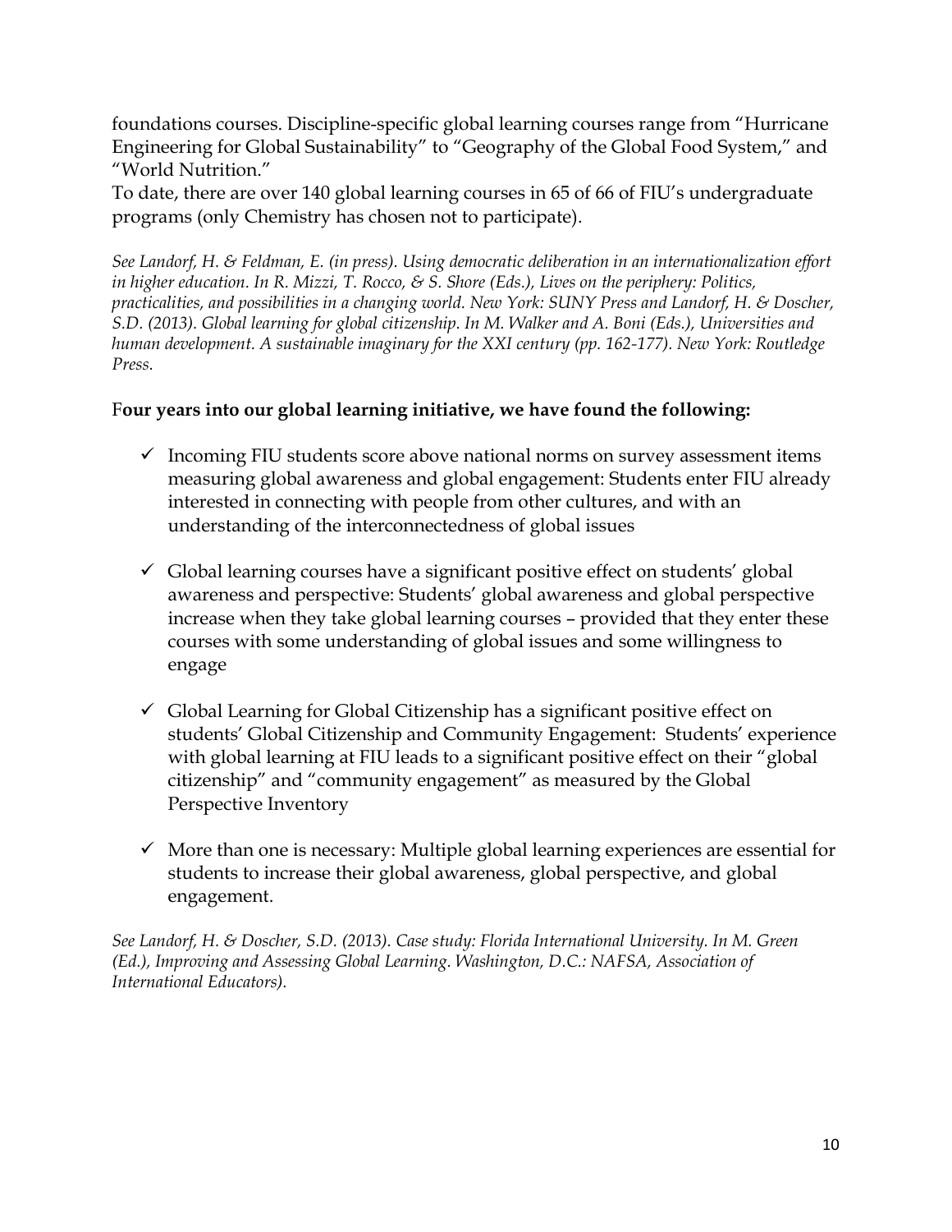foundations courses. Discipline-specific global learning courses range from "Hurricane Engineering for Global Sustainability" to "Geography of the Global Food System," and "World Nutrition."

To date, there are over 140 global learning courses in 65 of 66 of FIU's undergraduate programs (only Chemistry has chosen not to participate).

*See Landorf, H. & Feldman, E. (in press). Using democratic deliberation in an internationalization effort in higher education. In R. Mizzi, T. Rocco, & S. Shore (Eds.), Lives on the periphery: Politics, practicalities, and possibilities in a changing world. New York: SUNY Press and Landorf, H. & Doscher, S.D. (2013). Global learning for global citizenship. In M. Walker and A. Boni (Eds.), Universities and human development. A sustainable imaginary for the XXI century (pp. 162-177). New York: Routledge Press.*

F**our years into our global learning initiative, we have found the following:**

- ✓ Incoming FIU students score above national norms on survey assessment items measuring global awareness and global engagement: Students enter FIU already interested in connecting with people from other cultures, and with an understanding of the interconnectedness of global issues

- ✓ Global learning courses have a significant positive effect on students' global awareness and perspective: Students' global awareness and global perspective increase when they take global learning courses – provided that they enter these courses with some understanding of global issues and some willingness to engage

- ✓ Global Learning for Global Citizenship has a significant positive effect on students' Global Citizenship and Community Engagement: Students' experience with global learning at FIU leads to a significant positive effect on their "global citizenship" and "community engagement" as measured by the Global Perspective Inventory

- ✓ More than one is necessary: Multiple global learning experiences are essential for students to increase their global awareness, global perspective, and global engagement.

*See Landorf, H. & Doscher, S.D. (2013). Case study: Florida International University. In M. Green (Ed.), Improving and Assessing Global Learning. Washington, D.C.: NAFSA, Association of International Educators).*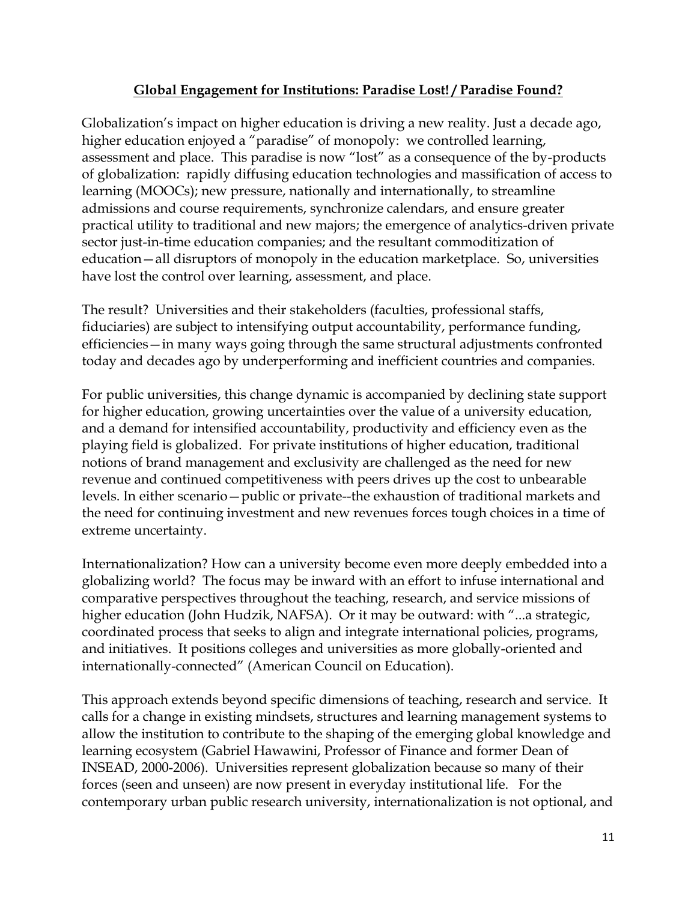## **Global Engagement for Institutions: Paradise Lost! / Paradise Found?**

Globalization's impact on higher education is driving a new reality. Just a decade ago, higher education enjoyed a "paradise" of monopoly: we controlled learning, assessment and place. This paradise is now "lost" as a consequence of the by-products of globalization: rapidly diffusing education technologies and massification of access to learning (MOOCs); new pressure, nationally and internationally, to streamline admissions and course requirements, synchronize calendars, and ensure greater practical utility to traditional and new majors; the emergence of analytics-driven private sector just-in-time education companies; and the resultant commoditization of education—all disruptors of monopoly in the education marketplace. So, universities have lost the control over learning, assessment, and place.

The result? Universities and their stakeholders (faculties, professional staffs, fiduciaries) are subject to intensifying output accountability, performance funding, efficiencies—in many ways going through the same structural adjustments confronted today and decades ago by underperforming and inefficient countries and companies.

For public universities, this change dynamic is accompanied by declining state support for higher education, growing uncertainties over the value of a university education, and a demand for intensified accountability, productivity and efficiency even as the playing field is globalized. For private institutions of higher education, traditional notions of brand management and exclusivity are challenged as the need for new revenue and continued competitiveness with peers drives up the cost to unbearable levels. In either scenario—public or private--the exhaustion of traditional markets and the need for continuing investment and new revenues forces tough choices in a time of extreme uncertainty.

Internationalization? How can a university become even more deeply embedded into a globalizing world? The focus may be inward with an effort to infuse international and comparative perspectives throughout the teaching, research, and service missions of higher education (John Hudzik, NAFSA). Or it may be outward: with "...a strategic, coordinated process that seeks to align and integrate international policies, programs, and initiatives. It positions colleges and universities as more globally-oriented and internationally-connected" (American Council on Education).

This approach extends beyond specific dimensions of teaching, research and service. It calls for a change in existing mindsets, structures and learning management systems to allow the institution to contribute to the shaping of the emerging global knowledge and learning ecosystem (Gabriel Hawawini, Professor of Finance and former Dean of INSEAD, 2000-2006). Universities represent globalization because so many of their forces (seen and unseen) are now present in everyday institutional life. For the contemporary urban public research university, internationalization is not optional, and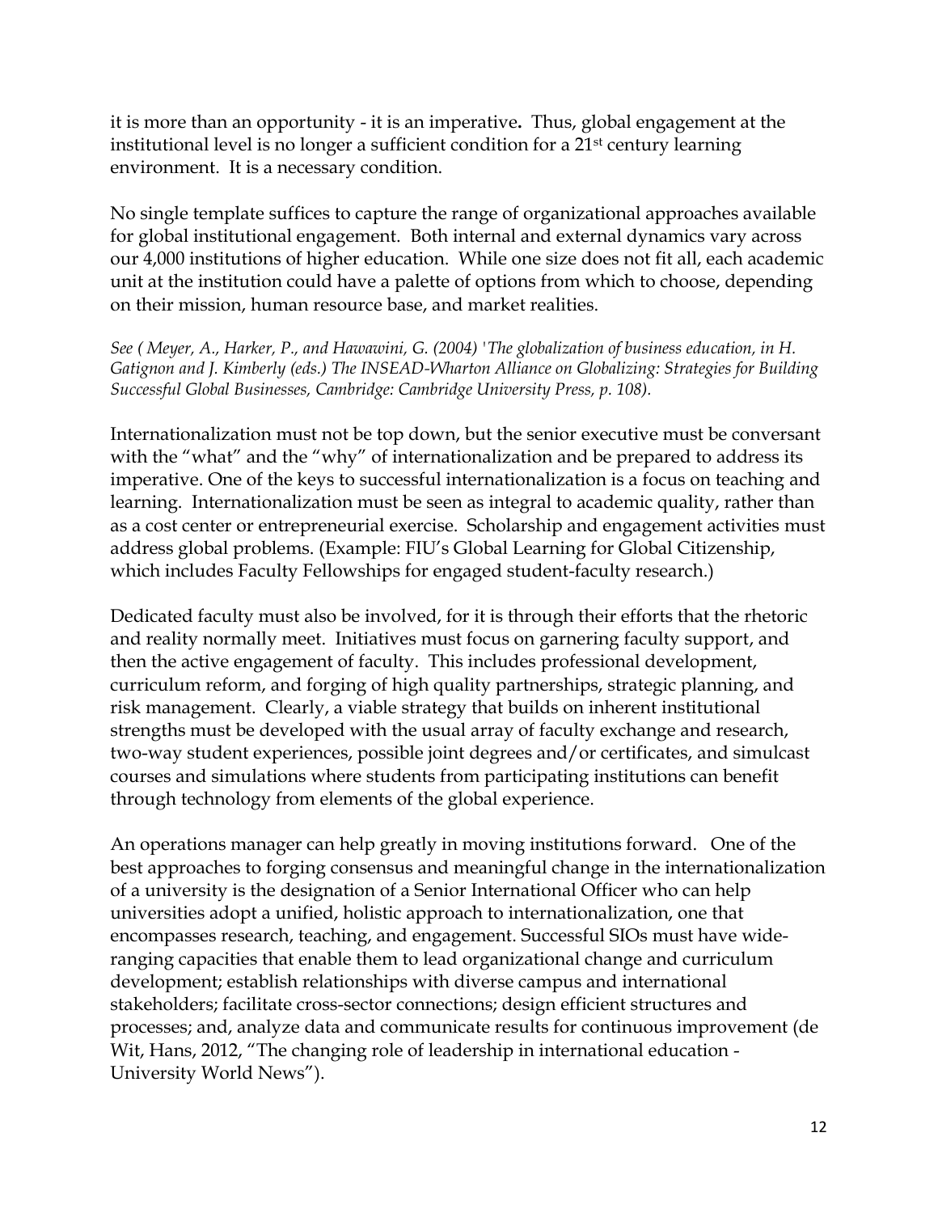it is more than an opportunity - it is an imperative**.** Thus, global engagement at the institutional level is no longer a sufficient condition for a 21st century learning environment. It is a necessary condition.

No single template suffices to capture the range of organizational approaches available for global institutional engagement. Both internal and external dynamics vary across our 4,000 institutions of higher education. While one size does not fit all, each academic unit at the institution could have a palette of options from which to choose, depending on their mission, human resource base, and market realities.

*See ( Meyer, A., Harker, P., and Hawawini, G. (2004) 'The globalization of business education, in H. Gatignon and J. Kimberly (eds.) The INSEAD-Wharton Alliance on Globalizing: Strategies for Building Successful Global Businesses, Cambridge: Cambridge University Press, p. 108).*

Internationalization must not be top down, but the senior executive must be conversant with the "what" and the "why" of internationalization and be prepared to address its imperative. One of the keys to successful internationalization is a focus on teaching and learning. Internationalization must be seen as integral to academic quality, rather than as a cost center or entrepreneurial exercise. Scholarship and engagement activities must address global problems. (Example: FIU's Global Learning for Global Citizenship, which includes Faculty Fellowships for engaged student-faculty research.)

Dedicated faculty must also be involved, for it is through their efforts that the rhetoric and reality normally meet. Initiatives must focus on garnering faculty support, and then the active engagement of faculty. This includes professional development, curriculum reform, and forging of high quality partnerships, strategic planning, and risk management. Clearly, a viable strategy that builds on inherent institutional strengths must be developed with the usual array of faculty exchange and research, two-way student experiences, possible joint degrees and/or certificates, and simulcast courses and simulations where students from participating institutions can benefit through technology from elements of the global experience.

An operations manager can help greatly in moving institutions forward. One of the best approaches to forging consensus and meaningful change in the internationalization of a university is the designation of a Senior International Officer who can help universities adopt a unified, holistic approach to internationalization, one that encompasses research, teaching, and engagement. Successful SIOs must have wide-ranging capacities that enable them to lead organizational change and curriculum development; establish relationships with diverse campus and international stakeholders; facilitate cross-sector connections; design efficient structures and processes; and, analyze data and communicate results for continuous improvement (de Wit, Hans, 2012, "The changing role of leadership in international education - University World News").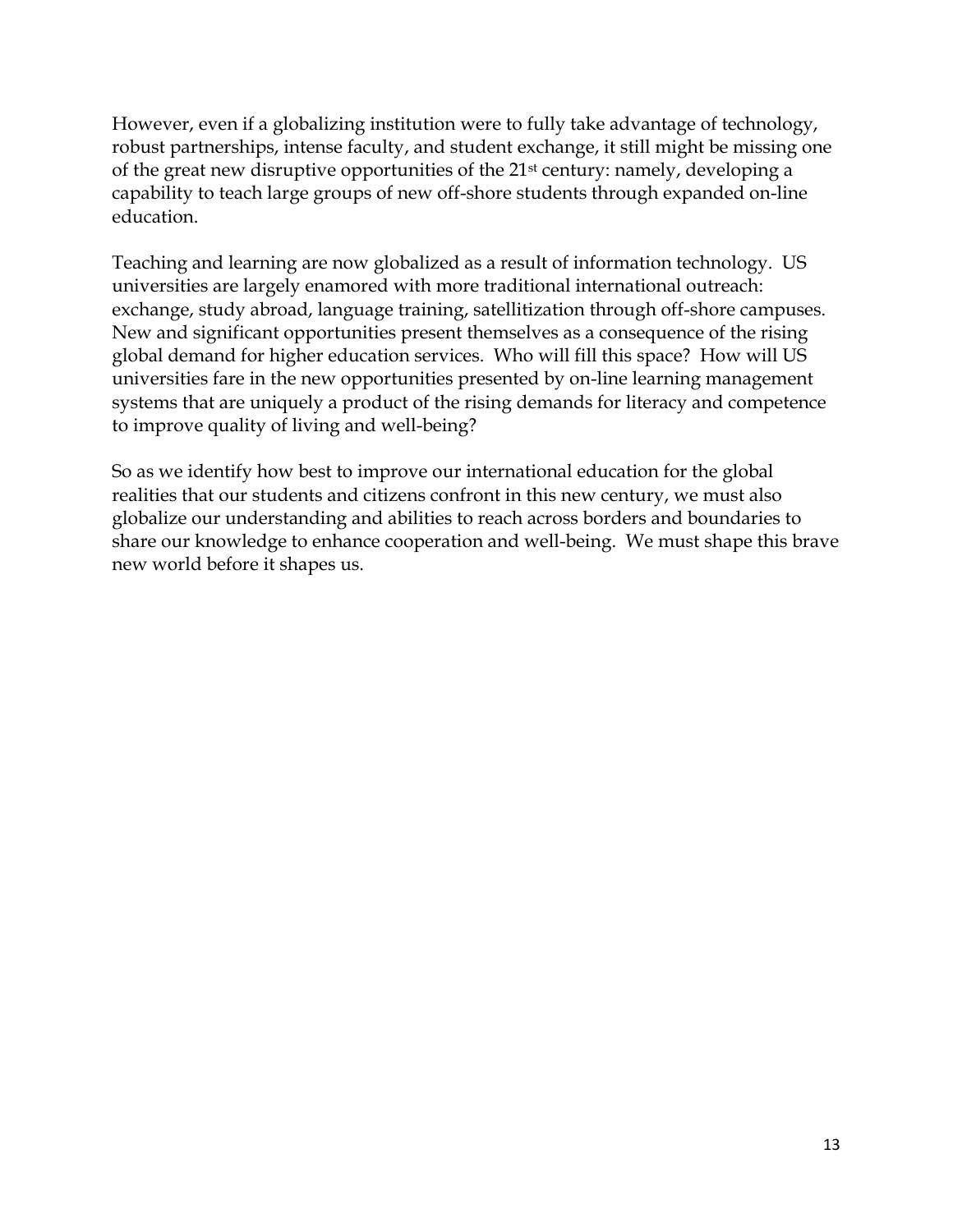However, even if a globalizing institution were to fully take advantage of technology, robust partnerships, intense faculty, and student exchange, it still might be missing one of the great new disruptive opportunities of the 21st century: namely, developing a capability to teach large groups of new off-shore students through expanded on-line education.

Teaching and learning are now globalized as a result of information technology. US universities are largely enamored with more traditional international outreach: exchange, study abroad, language training, satellitization through off-shore campuses. New and significant opportunities present themselves as a consequence of the rising global demand for higher education services. Who will fill this space? How will US universities fare in the new opportunities presented by on-line learning management systems that are uniquely a product of the rising demands for literacy and competence to improve quality of living and well-being?

So as we identify how best to improve our international education for the global realities that our students and citizens confront in this new century, we must also globalize our understanding and abilities to reach across borders and boundaries to share our knowledge to enhance cooperation and well-being. We must shape this brave new world before it shapes us.